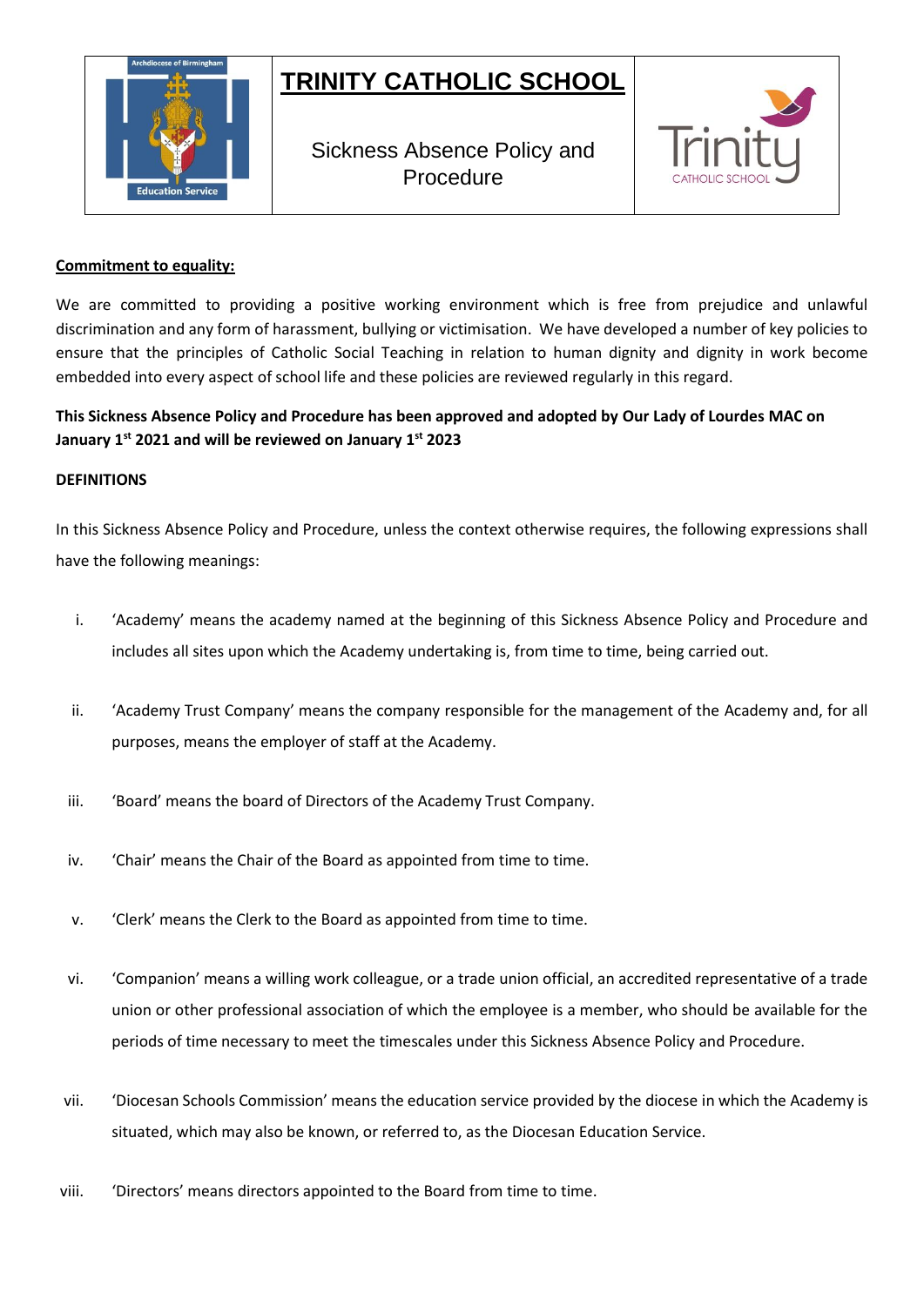# TRINITY CATHOLIC SCHOOL

Sickness Absence Policy and Procedure

**Commitment to equality:**

We are committed to providing a positive working environment which is free from prejudice and unlawful discrimination and any form of harassment, bullying or victimisation. We have developed a number of key policies to ensure that the principles of Catholic Social Teaching in relation to human dignity and dignity in work become embedded into every aspect of school life and these policies are reviewed regularly in this regard.

**This Sickness Absence Policy and Procedure has been approved and adopted by Our Lady of Lourdes MAC on January 1st 2021 and will be reviewed on January 1st 2023**

**DEFINITIONS**

In this Sickness Absence Policy and Procedure, unless the context otherwise requires, the following expressions shall have the following meanings:

i. 'Academy' means the academy named at the beginning of this Sickness Absence Policy and Procedure and includes all sites upon which the Academy undertaking is, from time to time, being carried out.

ii. 'Academy Trust Company' means the company responsible for the management of the Academy and, for all purposes, means the employer of staff at the Academy.

iii. 'Board' means the board of Directors of the Academy Trust Company.

iv. 'Chair' means the Chair of the Board as appointed from time to time.

v. 'Clerk' means the Clerk to the Board as appointed from time to time.

vi. 'Companion' means a willing work colleague, or a trade union official, an accredited representative of a trade union or other professional association of which the employee is a member, who should be available for the periods of time necessary to meet the timescales under this Sickness Absence Policy and Procedure.

vii. 'Diocesan Schools Commission' means the education service provided by the diocese in which the Academy is situated, which may also be known, or referred to, as the Diocesan Education Service.

viii. 'Directors' means directors appointed to the Board from time to time.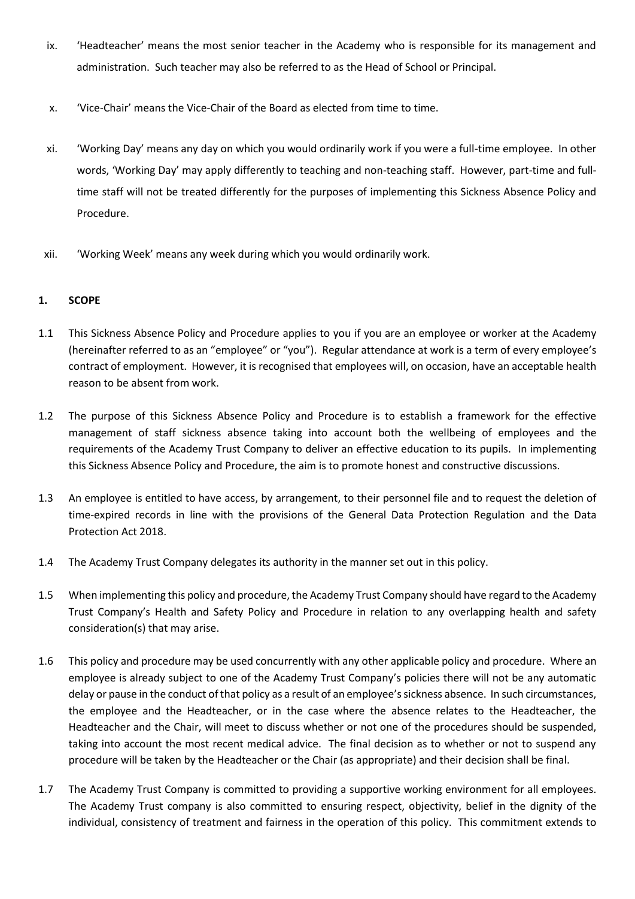ix. 'Headteacher' means the most senior teacher in the Academy who is responsible for its management and administration. Such teacher may also be referred to as the Head of School or Principal.

x. 'Vice-Chair' means the Vice-Chair of the Board as elected from time to time.

xi. 'Working Day' means any day on which you would ordinarily work if you were a full-time employee. In other words, 'Working Day' may apply differently to teaching and non-teaching staff. However, part-time and full-time staff will not be treated differently for the purposes of implementing this Sickness Absence Policy and Procedure.

xii. 'Working Week' means any week during which you would ordinarily work.

## 1. SCOPE

1.1 This Sickness Absence Policy and Procedure applies to you if you are an employee or worker at the Academy (hereinafter referred to as an "employee" or "you"). Regular attendance at work is a term of every employee's contract of employment. However, it is recognised that employees will, on occasion, have an acceptable health reason to be absent from work.

1.2 The purpose of this Sickness Absence Policy and Procedure is to establish a framework for the effective management of staff sickness absence taking into account both the wellbeing of employees and the requirements of the Academy Trust Company to deliver an effective education to its pupils. In implementing this Sickness Absence Policy and Procedure, the aim is to promote honest and constructive discussions.

1.3 An employee is entitled to have access, by arrangement, to their personnel file and to request the deletion of time-expired records in line with the provisions of the General Data Protection Regulation and the Data Protection Act 2018.

1.4 The Academy Trust Company delegates its authority in the manner set out in this policy.

1.5 When implementing this policy and procedure, the Academy Trust Company should have regard to the Academy Trust Company's Health and Safety Policy and Procedure in relation to any overlapping health and safety consideration(s) that may arise.

1.6 This policy and procedure may be used concurrently with any other applicable policy and procedure. Where an employee is already subject to one of the Academy Trust Company's policies there will not be any automatic delay or pause in the conduct of that policy as a result of an employee's sickness absence. In such circumstances, the employee and the Headteacher, or in the case where the absence relates to the Headteacher, the Headteacher and the Chair, will meet to discuss whether or not one of the procedures should be suspended, taking into account the most recent medical advice. The final decision as to whether or not to suspend any procedure will be taken by the Headteacher or the Chair (as appropriate) and their decision shall be final.

1.7 The Academy Trust Company is committed to providing a supportive working environment for all employees. The Academy Trust company is also committed to ensuring respect, objectivity, belief in the dignity of the individual, consistency of treatment and fairness in the operation of this policy. This commitment extends to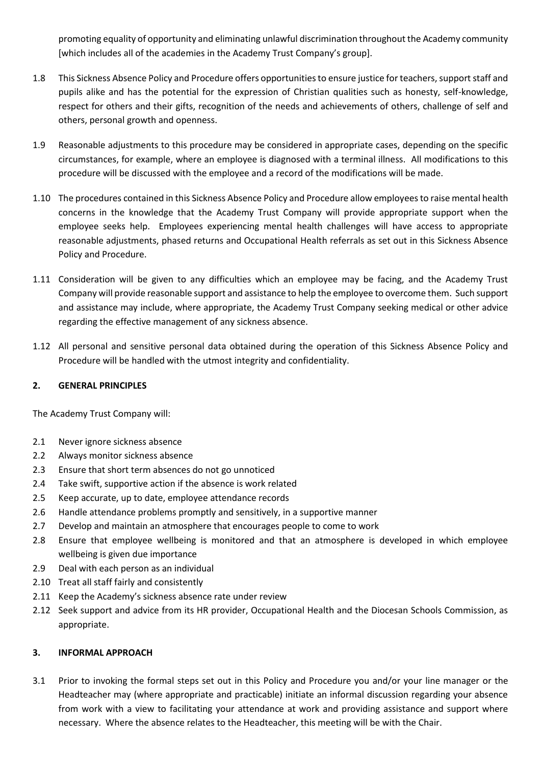promoting equality of opportunity and eliminating unlawful discrimination throughout the Academy community [which includes all of the academies in the Academy Trust Company's group].

1.8 This Sickness Absence Policy and Procedure offers opportunities to ensure justice for teachers, support staff and pupils alike and has the potential for the expression of Christian qualities such as honesty, self-knowledge, respect for others and their gifts, recognition of the needs and achievements of others, challenge of self and others, personal growth and openness.

1.9 Reasonable adjustments to this procedure may be considered in appropriate cases, depending on the specific circumstances, for example, where an employee is diagnosed with a terminal illness. All modifications to this procedure will be discussed with the employee and a record of the modifications will be made.

1.10 The procedures contained in this Sickness Absence Policy and Procedure allow employees to raise mental health concerns in the knowledge that the Academy Trust Company will provide appropriate support when the employee seeks help. Employees experiencing mental health challenges will have access to appropriate reasonable adjustments, phased returns and Occupational Health referrals as set out in this Sickness Absence Policy and Procedure.

1.11 Consideration will be given to any difficulties which an employee may be facing, and the Academy Trust Company will provide reasonable support and assistance to help the employee to overcome them. Such support and assistance may include, where appropriate, the Academy Trust Company seeking medical or other advice regarding the effective management of any sickness absence.

1.12 All personal and sensitive personal data obtained during the operation of this Sickness Absence Policy and Procedure will be handled with the utmost integrity and confidentiality.

## 2. GENERAL PRINCIPLES

The Academy Trust Company will:

2.1 Never ignore sickness absence
2.2 Always monitor sickness absence
2.3 Ensure that short term absences do not go unnoticed
2.4 Take swift, supportive action if the absence is work related
2.5 Keep accurate, up to date, employee attendance records
2.6 Handle attendance problems promptly and sensitively, in a supportive manner
2.7 Develop and maintain an atmosphere that encourages people to come to work
2.8 Ensure that employee wellbeing is monitored and that an atmosphere is developed in which employee wellbeing is given due importance
2.9 Deal with each person as an individual
2.10 Treat all staff fairly and consistently
2.11 Keep the Academy's sickness absence rate under review
2.12 Seek support and advice from its HR provider, Occupational Health and the Diocesan Schools Commission, as appropriate.

## 3. INFORMAL APPROACH

3.1 Prior to invoking the formal steps set out in this Policy and Procedure you and/or your line manager or the Headteacher may (where appropriate and practicable) initiate an informal discussion regarding your absence from work with a view to facilitating your attendance at work and providing assistance and support where necessary. Where the absence relates to the Headteacher, this meeting will be with the Chair.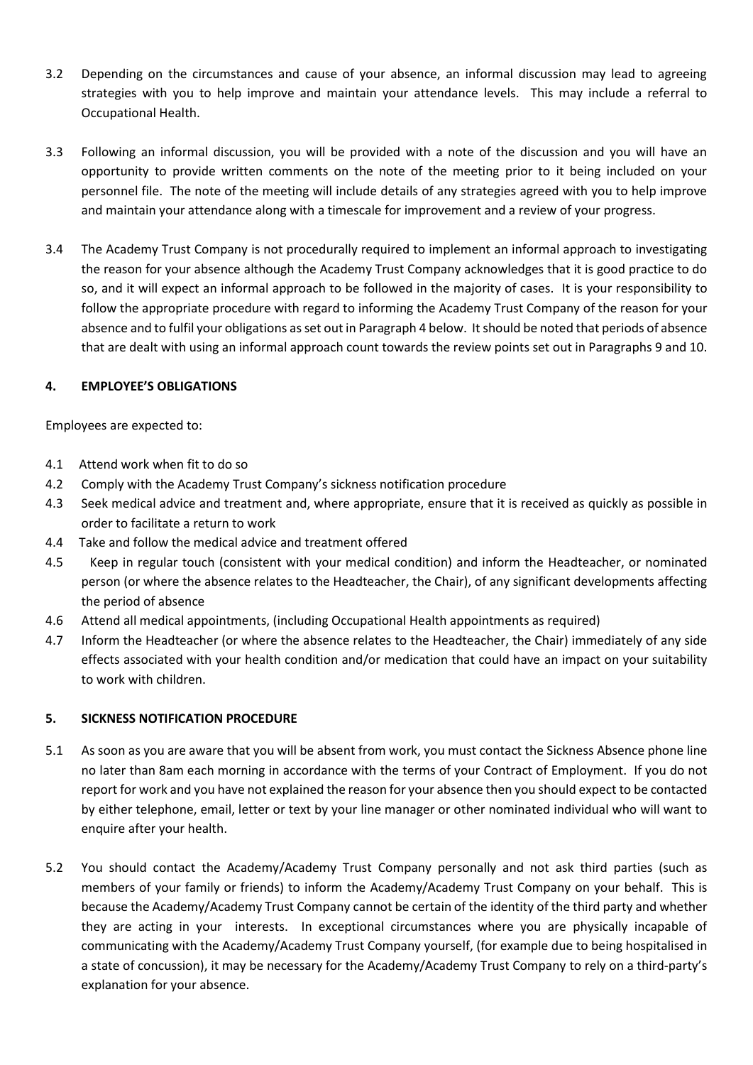3.2 Depending on the circumstances and cause of your absence, an informal discussion may lead to agreeing strategies with you to help improve and maintain your attendance levels. This may include a referral to Occupational Health.

3.3 Following an informal discussion, you will be provided with a note of the discussion and you will have an opportunity to provide written comments on the note of the meeting prior to it being included on your personnel file. The note of the meeting will include details of any strategies agreed with you to help improve and maintain your attendance along with a timescale for improvement and a review of your progress.

3.4 The Academy Trust Company is not procedurally required to implement an informal approach to investigating the reason for your absence although the Academy Trust Company acknowledges that it is good practice to do so, and it will expect an informal approach to be followed in the majority of cases. It is your responsibility to follow the appropriate procedure with regard to informing the Academy Trust Company of the reason for your absence and to fulfil your obligations as set out in Paragraph 4 below. It should be noted that periods of absence that are dealt with using an informal approach count towards the review points set out in Paragraphs 9 and 10.

## 4. EMPLOYEE'S OBLIGATIONS

Employees are expected to:

4.1 Attend work when fit to do so

4.2 Comply with the Academy Trust Company's sickness notification procedure

4.3 Seek medical advice and treatment and, where appropriate, ensure that it is received as quickly as possible in order to facilitate a return to work

4.4 Take and follow the medical advice and treatment offered

4.5 Keep in regular touch (consistent with your medical condition) and inform the Headteacher, or nominated person (or where the absence relates to the Headteacher, the Chair), of any significant developments affecting the period of absence

4.6 Attend all medical appointments, (including Occupational Health appointments as required)

4.7 Inform the Headteacher (or where the absence relates to the Headteacher, the Chair) immediately of any side effects associated with your health condition and/or medication that could have an impact on your suitability to work with children.

## 5. SICKNESS NOTIFICATION PROCEDURE

5.1 As soon as you are aware that you will be absent from work, you must contact the Sickness Absence phone line no later than 8am each morning in accordance with the terms of your Contract of Employment. If you do not report for work and you have not explained the reason for your absence then you should expect to be contacted by either telephone, email, letter or text by your line manager or other nominated individual who will want to enquire after your health.

5.2 You should contact the Academy/Academy Trust Company personally and not ask third parties (such as members of your family or friends) to inform the Academy/Academy Trust Company on your behalf. This is because the Academy/Academy Trust Company cannot be certain of the identity of the third party and whether they are acting in your interests. In exceptional circumstances where you are physically incapable of communicating with the Academy/Academy Trust Company yourself, (for example due to being hospitalised in a state of concussion), it may be necessary for the Academy/Academy Trust Company to rely on a third-party's explanation for your absence.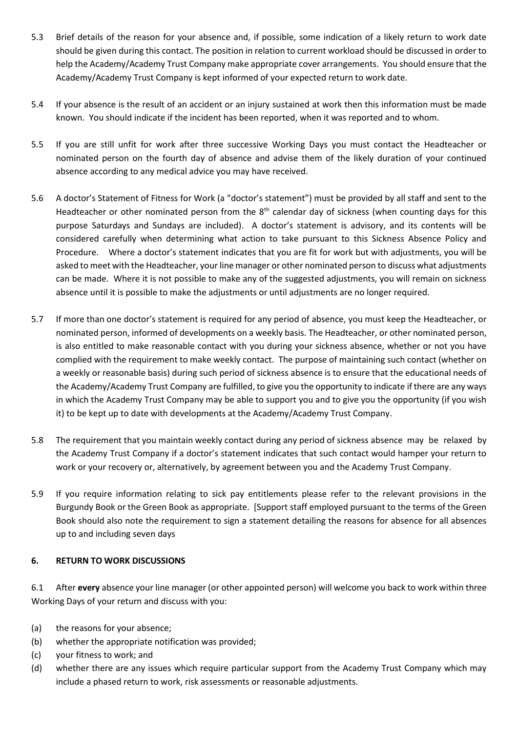5.3 Brief details of the reason for your absence and, if possible, some indication of a likely return to work date should be given during this contact. The position in relation to current workload should be discussed in order to help the Academy/Academy Trust Company make appropriate cover arrangements. You should ensure that the Academy/Academy Trust Company is kept informed of your expected return to work date.

5.4 If your absence is the result of an accident or an injury sustained at work then this information must be made known. You should indicate if the incident has been reported, when it was reported and to whom.

5.5 If you are still unfit for work after three successive Working Days you must contact the Headteacher or nominated person on the fourth day of absence and advise them of the likely duration of your continued absence according to any medical advice you may have received.

5.6 A doctor's Statement of Fitness for Work (a "doctor's statement") must be provided by all staff and sent to the Headteacher or other nominated person from the 8th calendar day of sickness (when counting days for this purpose Saturdays and Sundays are included). A doctor's statement is advisory, and its contents will be considered carefully when determining what action to take pursuant to this Sickness Absence Policy and Procedure. Where a doctor's statement indicates that you are fit for work but with adjustments, you will be asked to meet with the Headteacher, your line manager or other nominated person to discuss what adjustments can be made. Where it is not possible to make any of the suggested adjustments, you will remain on sickness absence until it is possible to make the adjustments or until adjustments are no longer required.

5.7 If more than one doctor's statement is required for any period of absence, you must keep the Headteacher, or nominated person, informed of developments on a weekly basis. The Headteacher, or other nominated person, is also entitled to make reasonable contact with you during your sickness absence, whether or not you have complied with the requirement to make weekly contact. The purpose of maintaining such contact (whether on a weekly or reasonable basis) during such period of sickness absence is to ensure that the educational needs of the Academy/Academy Trust Company are fulfilled, to give you the opportunity to indicate if there are any ways in which the Academy Trust Company may be able to support you and to give you the opportunity (if you wish it) to be kept up to date with developments at the Academy/Academy Trust Company.

5.8 The requirement that you maintain weekly contact during any period of sickness absence may be relaxed by the Academy Trust Company if a doctor's statement indicates that such contact would hamper your return to work or your recovery or, alternatively, by agreement between you and the Academy Trust Company.

5.9 If you require information relating to sick pay entitlements please refer to the relevant provisions in the Burgundy Book or the Green Book as appropriate. [Support staff employed pursuant to the terms of the Green Book should also note the requirement to sign a statement detailing the reasons for absence for all absences up to and including seven days

## 6. RETURN TO WORK DISCUSSIONS

6.1 After **every** absence your line manager (or other appointed person) will welcome you back to work within three Working Days of your return and discuss with you:

(a) the reasons for your absence;
(b) whether the appropriate notification was provided;
(c) your fitness to work; and
(d) whether there are any issues which require particular support from the Academy Trust Company which may include a phased return to work, risk assessments or reasonable adjustments.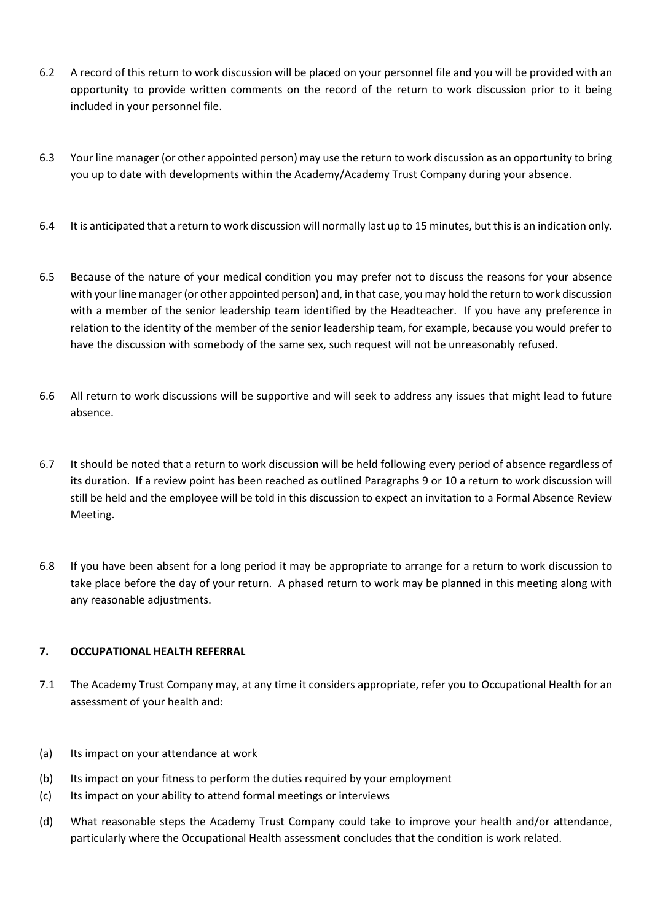6.2 A record of this return to work discussion will be placed on your personnel file and you will be provided with an opportunity to provide written comments on the record of the return to work discussion prior to it being included in your personnel file.

6.3 Your line manager (or other appointed person) may use the return to work discussion as an opportunity to bring you up to date with developments within the Academy/Academy Trust Company during your absence.

6.4 It is anticipated that a return to work discussion will normally last up to 15 minutes, but this is an indication only.

6.5 Because of the nature of your medical condition you may prefer not to discuss the reasons for your absence with your line manager (or other appointed person) and, in that case, you may hold the return to work discussion with a member of the senior leadership team identified by the Headteacher. If you have any preference in relation to the identity of the member of the senior leadership team, for example, because you would prefer to have the discussion with somebody of the same sex, such request will not be unreasonably refused.

6.6 All return to work discussions will be supportive and will seek to address any issues that might lead to future absence.

6.7 It should be noted that a return to work discussion will be held following every period of absence regardless of its duration. If a review point has been reached as outlined Paragraphs 9 or 10 a return to work discussion will still be held and the employee will be told in this discussion to expect an invitation to a Formal Absence Review Meeting.

6.8 If you have been absent for a long period it may be appropriate to arrange for a return to work discussion to take place before the day of your return. A phased return to work may be planned in this meeting along with any reasonable adjustments.

## 7. OCCUPATIONAL HEALTH REFERRAL

7.1 The Academy Trust Company may, at any time it considers appropriate, refer you to Occupational Health for an assessment of your health and:

(a) Its impact on your attendance at work

(b) Its impact on your fitness to perform the duties required by your employment

(c) Its impact on your ability to attend formal meetings or interviews

(d) What reasonable steps the Academy Trust Company could take to improve your health and/or attendance, particularly where the Occupational Health assessment concludes that the condition is work related.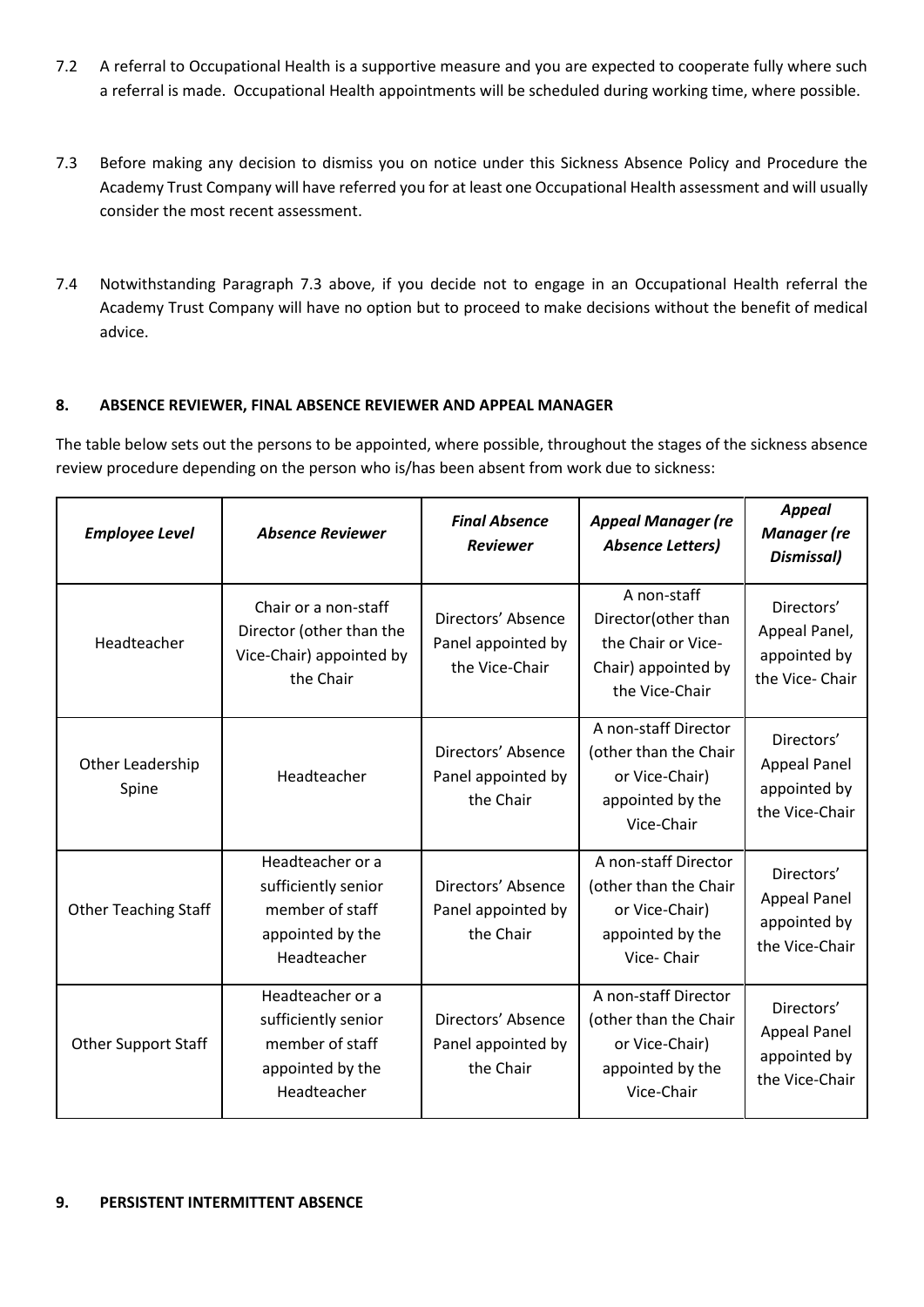7.2 A referral to Occupational Health is a supportive measure and you are expected to cooperate fully where such a referral is made. Occupational Health appointments will be scheduled during working time, where possible.

7.3 Before making any decision to dismiss you on notice under this Sickness Absence Policy and Procedure the Academy Trust Company will have referred you for at least one Occupational Health assessment and will usually consider the most recent assessment.

7.4 Notwithstanding Paragraph 7.3 above, if you decide not to engage in an Occupational Health referral the Academy Trust Company will have no option but to proceed to make decisions without the benefit of medical advice.

## 8. ABSENCE REVIEWER, FINAL ABSENCE REVIEWER AND APPEAL MANAGER

The table below sets out the persons to be appointed, where possible, throughout the stages of the sickness absence review procedure depending on the person who is/has been absent from work due to sickness:

| *Employee Level* | *Absence Reviewer* | *Final Absence Reviewer* | *Appeal Manager (re Absence Letters)* | *Appeal Manager (re Dismissal)* |
|---|---|---|---|---|
| Headteacher | Chair or a non-staff Director (other than the Vice-Chair) appointed by the Chair | Directors' Absence Panel appointed by the Vice-Chair | A non-staff Director(other than the Chair or Vice-Chair) appointed by the Vice-Chair | Directors' Appeal Panel, appointed by the Vice- Chair |
| Other Leadership Spine | Headteacher | Directors' Absence Panel appointed by the Chair | A non-staff Director (other than the Chair or Vice-Chair) appointed by the Vice-Chair | Directors' Appeal Panel appointed by the Vice-Chair |
| Other Teaching Staff | Headteacher or a sufficiently senior member of staff appointed by the Headteacher | Directors' Absence Panel appointed by the Chair | A non-staff Director (other than the Chair or Vice-Chair) appointed by the Vice- Chair | Directors' Appeal Panel appointed by the Vice-Chair |
| Other Support Staff | Headteacher or a sufficiently senior member of staff appointed by the Headteacher | Directors' Absence Panel appointed by the Chair | A non-staff Director (other than the Chair or Vice-Chair) appointed by the Vice-Chair | Directors' Appeal Panel appointed by the Vice-Chair |

## 9. PERSISTENT INTERMITTENT ABSENCE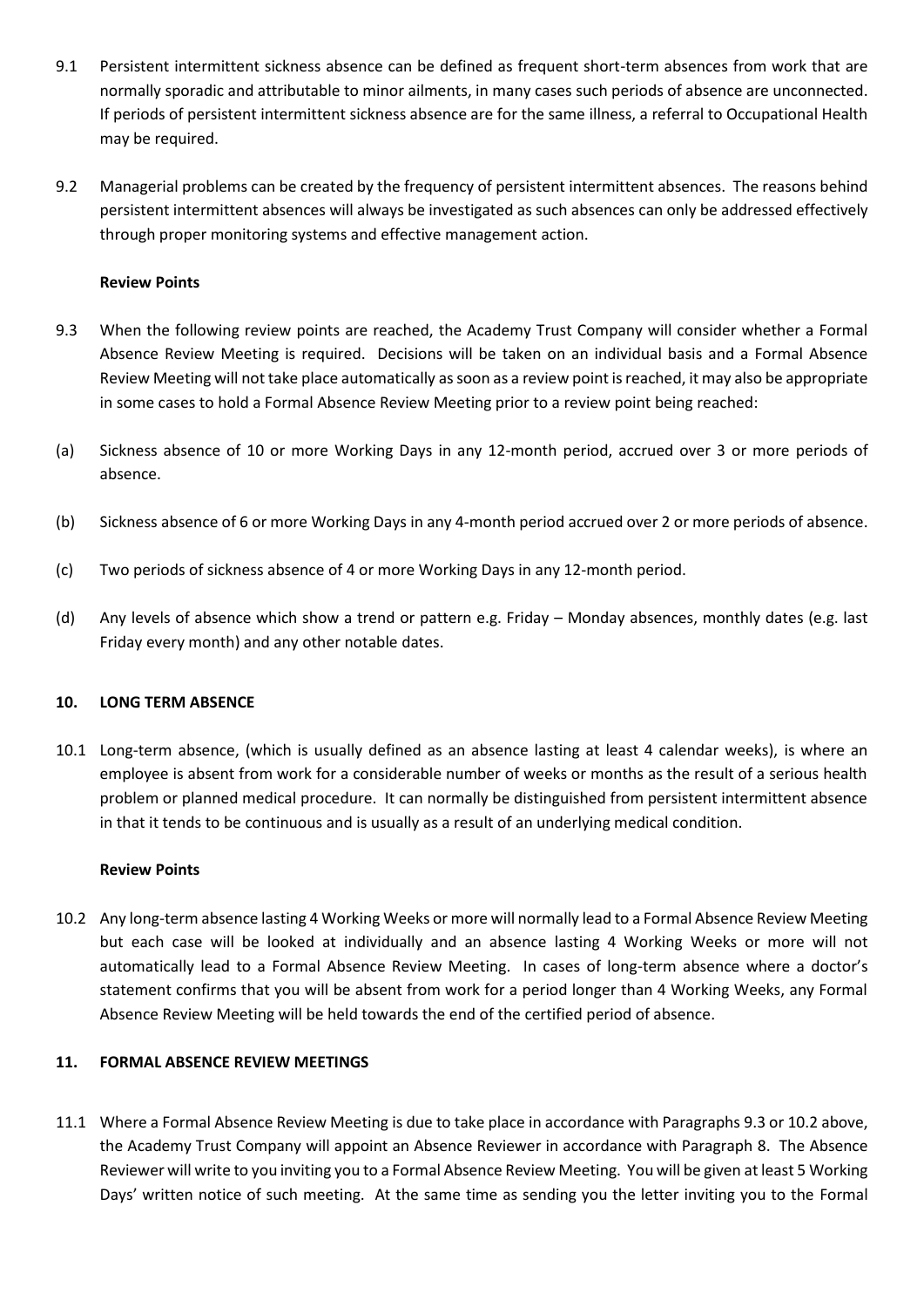9.1 Persistent intermittent sickness absence can be defined as frequent short-term absences from work that are normally sporadic and attributable to minor ailments, in many cases such periods of absence are unconnected. If periods of persistent intermittent sickness absence are for the same illness, a referral to Occupational Health may be required.

9.2 Managerial problems can be created by the frequency of persistent intermittent absences. The reasons behind persistent intermittent absences will always be investigated as such absences can only be addressed effectively through proper monitoring systems and effective management action.

**Review Points**

9.3 When the following review points are reached, the Academy Trust Company will consider whether a Formal Absence Review Meeting is required. Decisions will be taken on an individual basis and a Formal Absence Review Meeting will not take place automatically as soon as a review point is reached, it may also be appropriate in some cases to hold a Formal Absence Review Meeting prior to a review point being reached:

(a) Sickness absence of 10 or more Working Days in any 12-month period, accrued over 3 or more periods of absence.

(b) Sickness absence of 6 or more Working Days in any 4-month period accrued over 2 or more periods of absence.

(c) Two periods of sickness absence of 4 or more Working Days in any 12-month period.

(d) Any levels of absence which show a trend or pattern e.g. Friday – Monday absences, monthly dates (e.g. last Friday every month) and any other notable dates.

## 10. LONG TERM ABSENCE

10.1 Long-term absence, (which is usually defined as an absence lasting at least 4 calendar weeks), is where an employee is absent from work for a considerable number of weeks or months as the result of a serious health problem or planned medical procedure. It can normally be distinguished from persistent intermittent absence in that it tends to be continuous and is usually as a result of an underlying medical condition.

**Review Points**

10.2 Any long-term absence lasting 4 Working Weeks or more will normally lead to a Formal Absence Review Meeting but each case will be looked at individually and an absence lasting 4 Working Weeks or more will not automatically lead to a Formal Absence Review Meeting. In cases of long-term absence where a doctor's statement confirms that you will be absent from work for a period longer than 4 Working Weeks, any Formal Absence Review Meeting will be held towards the end of the certified period of absence.

## 11. FORMAL ABSENCE REVIEW MEETINGS

11.1 Where a Formal Absence Review Meeting is due to take place in accordance with Paragraphs 9.3 or 10.2 above, the Academy Trust Company will appoint an Absence Reviewer in accordance with Paragraph 8. The Absence Reviewer will write to you inviting you to a Formal Absence Review Meeting. You will be given at least 5 Working Days' written notice of such meeting. At the same time as sending you the letter inviting you to the Formal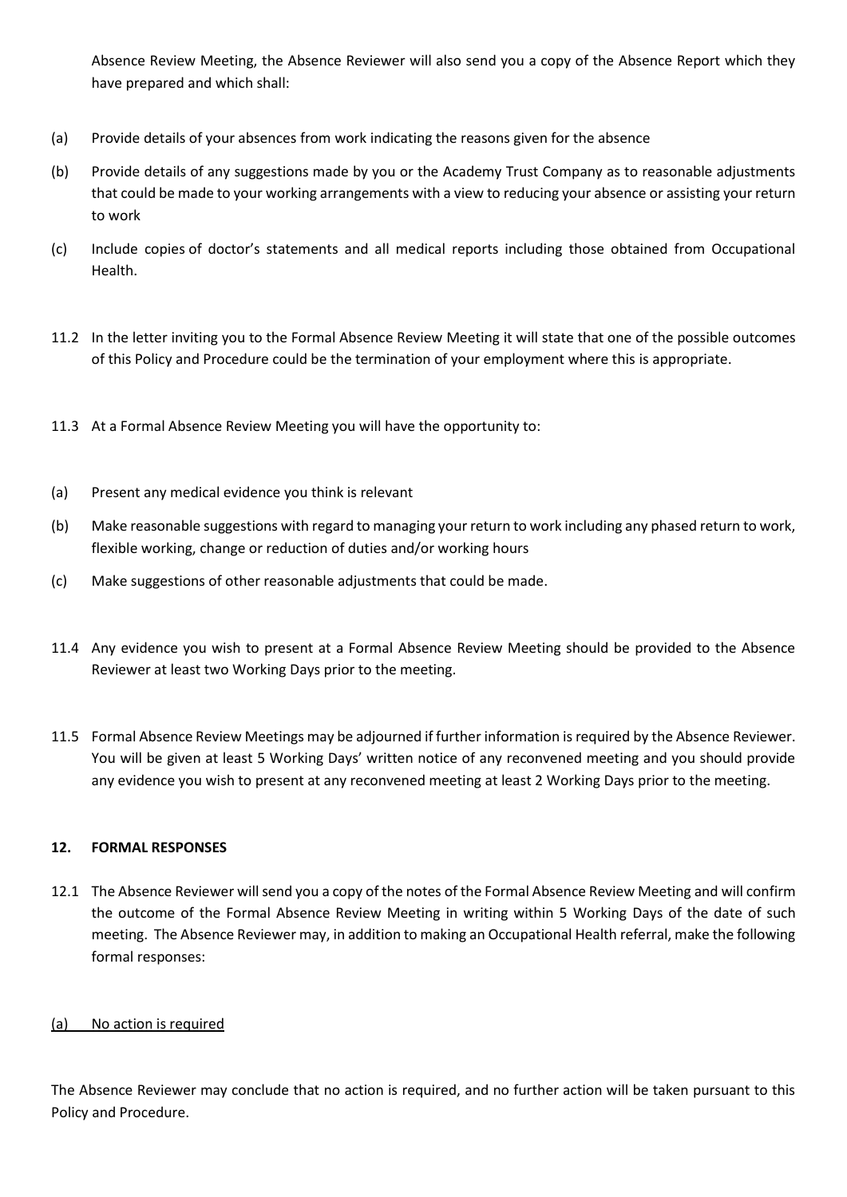Absence Review Meeting, the Absence Reviewer will also send you a copy of the Absence Report which they have prepared and which shall:

(a) Provide details of your absences from work indicating the reasons given for the absence

(b) Provide details of any suggestions made by you or the Academy Trust Company as to reasonable adjustments that could be made to your working arrangements with a view to reducing your absence or assisting your return to work

(c) Include copies of doctor's statements and all medical reports including those obtained from Occupational Health.

11.2 In the letter inviting you to the Formal Absence Review Meeting it will state that one of the possible outcomes of this Policy and Procedure could be the termination of your employment where this is appropriate.

11.3 At a Formal Absence Review Meeting you will have the opportunity to:

(a) Present any medical evidence you think is relevant

(b) Make reasonable suggestions with regard to managing your return to work including any phased return to work, flexible working, change or reduction of duties and/or working hours

(c) Make suggestions of other reasonable adjustments that could be made.

11.4 Any evidence you wish to present at a Formal Absence Review Meeting should be provided to the Absence Reviewer at least two Working Days prior to the meeting.

11.5 Formal Absence Review Meetings may be adjourned if further information is required by the Absence Reviewer. You will be given at least 5 Working Days' written notice of any reconvened meeting and you should provide any evidence you wish to present at any reconvened meeting at least 2 Working Days prior to the meeting.

## 12. FORMAL RESPONSES

12.1 The Absence Reviewer will send you a copy of the notes of the Formal Absence Review Meeting and will confirm the outcome of the Formal Absence Review Meeting in writing within 5 Working Days of the date of such meeting. The Absence Reviewer may, in addition to making an Occupational Health referral, make the following formal responses:

<u>(a) No action is required</u>

The Absence Reviewer may conclude that no action is required, and no further action will be taken pursuant to this Policy and Procedure.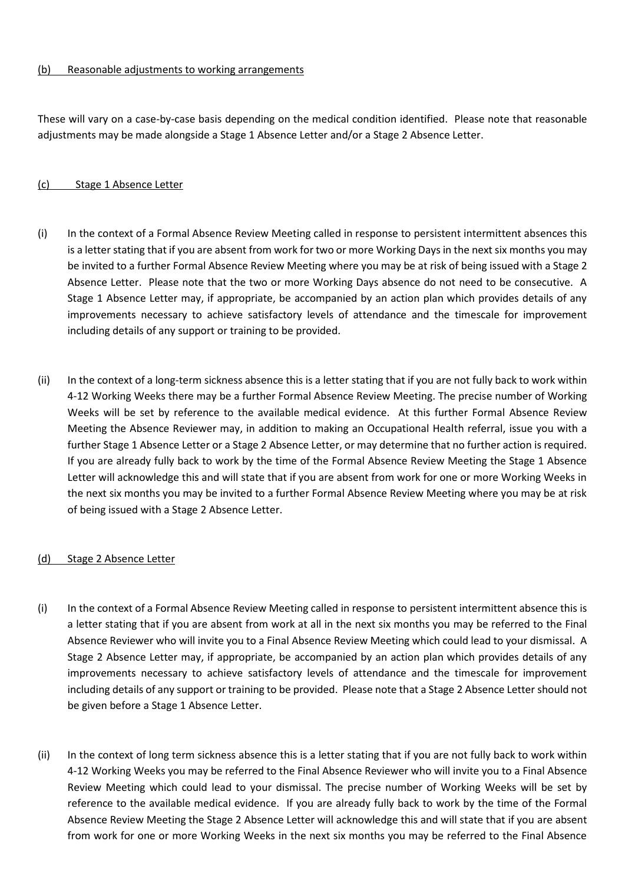#### (b) Reasonable adjustments to working arrangements

These will vary on a case-by-case basis depending on the medical condition identified. Please note that reasonable adjustments may be made alongside a Stage 1 Absence Letter and/or a Stage 2 Absence Letter.

#### (c) Stage 1 Absence Letter

(i) In the context of a Formal Absence Review Meeting called in response to persistent intermittent absences this is a letter stating that if you are absent from work for two or more Working Days in the next six months you may be invited to a further Formal Absence Review Meeting where you may be at risk of being issued with a Stage 2 Absence Letter. Please note that the two or more Working Days absence do not need to be consecutive. A Stage 1 Absence Letter may, if appropriate, be accompanied by an action plan which provides details of any improvements necessary to achieve satisfactory levels of attendance and the timescale for improvement including details of any support or training to be provided.

(ii) In the context of a long-term sickness absence this is a letter stating that if you are not fully back to work within 4-12 Working Weeks there may be a further Formal Absence Review Meeting. The precise number of Working Weeks will be set by reference to the available medical evidence. At this further Formal Absence Review Meeting the Absence Reviewer may, in addition to making an Occupational Health referral, issue you with a further Stage 1 Absence Letter or a Stage 2 Absence Letter, or may determine that no further action is required. If you are already fully back to work by the time of the Formal Absence Review Meeting the Stage 1 Absence Letter will acknowledge this and will state that if you are absent from work for one or more Working Weeks in the next six months you may be invited to a further Formal Absence Review Meeting where you may be at risk of being issued with a Stage 2 Absence Letter.

#### (d) Stage 2 Absence Letter

(i) In the context of a Formal Absence Review Meeting called in response to persistent intermittent absence this is a letter stating that if you are absent from work at all in the next six months you may be referred to the Final Absence Reviewer who will invite you to a Final Absence Review Meeting which could lead to your dismissal. A Stage 2 Absence Letter may, if appropriate, be accompanied by an action plan which provides details of any improvements necessary to achieve satisfactory levels of attendance and the timescale for improvement including details of any support or training to be provided. Please note that a Stage 2 Absence Letter should not be given before a Stage 1 Absence Letter.

(ii) In the context of long term sickness absence this is a letter stating that if you are not fully back to work within 4-12 Working Weeks you may be referred to the Final Absence Reviewer who will invite you to a Final Absence Review Meeting which could lead to your dismissal. The precise number of Working Weeks will be set by reference to the available medical evidence. If you are already fully back to work by the time of the Formal Absence Review Meeting the Stage 2 Absence Letter will acknowledge this and will state that if you are absent from work for one or more Working Weeks in the next six months you may be referred to the Final Absence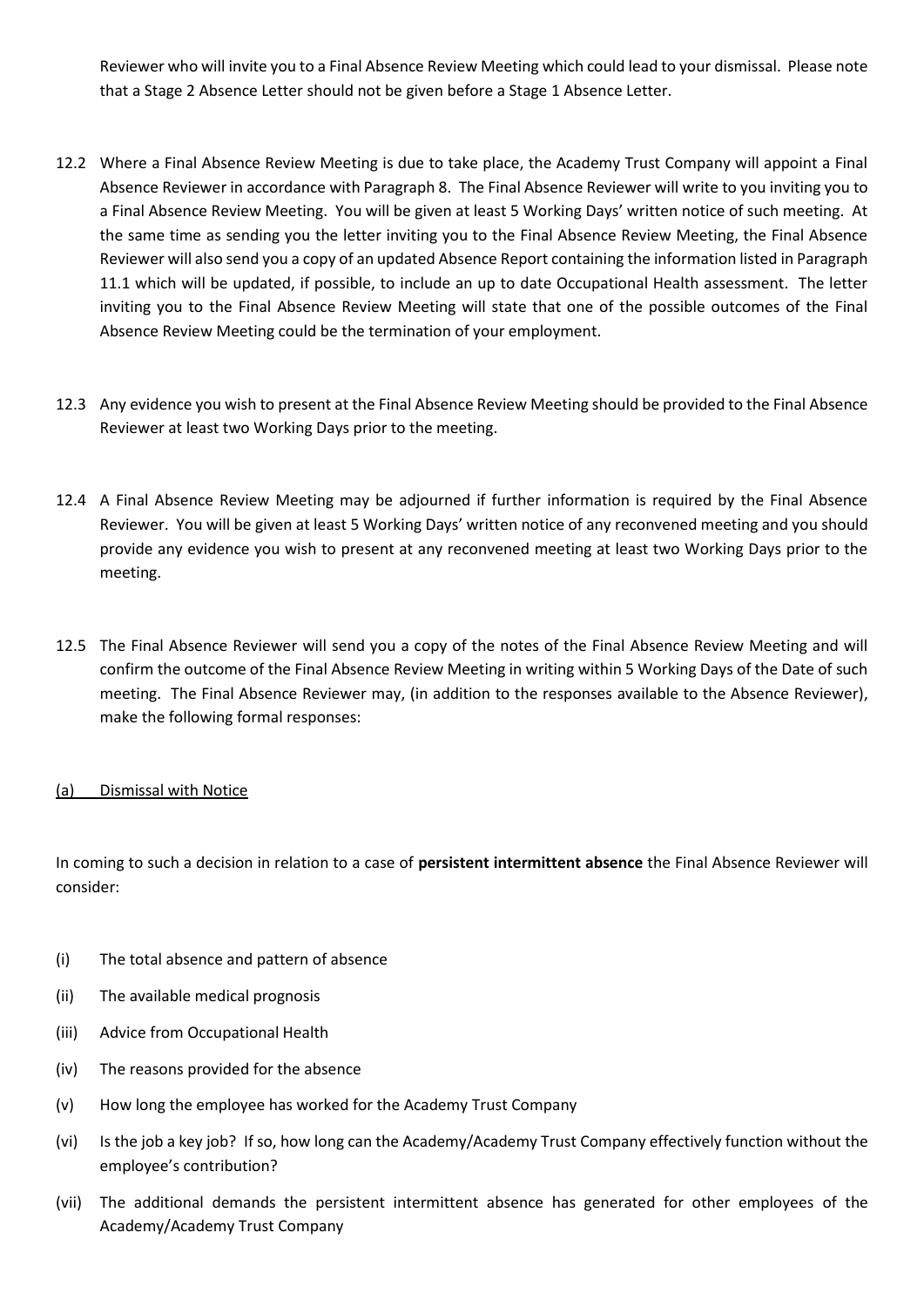Reviewer who will invite you to a Final Absence Review Meeting which could lead to your dismissal. Please note that a Stage 2 Absence Letter should not be given before a Stage 1 Absence Letter.

12.2 Where a Final Absence Review Meeting is due to take place, the Academy Trust Company will appoint a Final Absence Reviewer in accordance with Paragraph 8. The Final Absence Reviewer will write to you inviting you to a Final Absence Review Meeting. You will be given at least 5 Working Days' written notice of such meeting. At the same time as sending you the letter inviting you to the Final Absence Review Meeting, the Final Absence Reviewer will also send you a copy of an updated Absence Report containing the information listed in Paragraph 11.1 which will be updated, if possible, to include an up to date Occupational Health assessment. The letter inviting you to the Final Absence Review Meeting will state that one of the possible outcomes of the Final Absence Review Meeting could be the termination of your employment.

12.3 Any evidence you wish to present at the Final Absence Review Meeting should be provided to the Final Absence Reviewer at least two Working Days prior to the meeting.

12.4 A Final Absence Review Meeting may be adjourned if further information is required by the Final Absence Reviewer. You will be given at least 5 Working Days' written notice of any reconvened meeting and you should provide any evidence you wish to present at any reconvened meeting at least two Working Days prior to the meeting.

12.5 The Final Absence Reviewer will send you a copy of the notes of the Final Absence Review Meeting and will confirm the outcome of the Final Absence Review Meeting in writing within 5 Working Days of the Date of such meeting. The Final Absence Reviewer may, (in addition to the responses available to the Absence Reviewer), make the following formal responses:

<u>(a) Dismissal with Notice</u>

In coming to such a decision in relation to a case of **persistent intermittent absence** the Final Absence Reviewer will consider:

(i) The total absence and pattern of absence

(ii) The available medical prognosis

(iii) Advice from Occupational Health

(iv) The reasons provided for the absence

(v) How long the employee has worked for the Academy Trust Company

(vi) Is the job a key job? If so, how long can the Academy/Academy Trust Company effectively function without the employee's contribution?

(vii) The additional demands the persistent intermittent absence has generated for other employees of the Academy/Academy Trust Company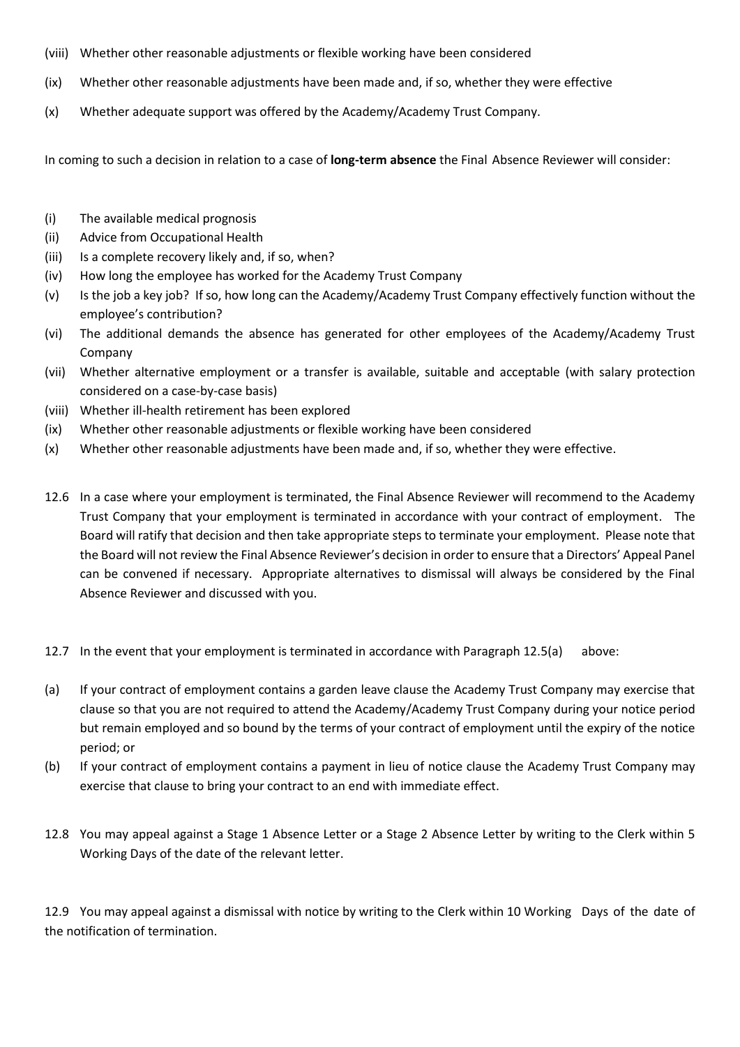(viii) Whether other reasonable adjustments or flexible working have been considered

(ix) Whether other reasonable adjustments have been made and, if so, whether they were effective

(x) Whether adequate support was offered by the Academy/Academy Trust Company.

In coming to such a decision in relation to a case of **long-term absence** the Final Absence Reviewer will consider:

(i) The available medical prognosis

(ii) Advice from Occupational Health

(iii) Is a complete recovery likely and, if so, when?

(iv) How long the employee has worked for the Academy Trust Company

(v) Is the job a key job? If so, how long can the Academy/Academy Trust Company effectively function without the employee's contribution?

(vi) The additional demands the absence has generated for other employees of the Academy/Academy Trust Company

(vii) Whether alternative employment or a transfer is available, suitable and acceptable (with salary protection considered on a case-by-case basis)

(viii) Whether ill-health retirement has been explored

(ix) Whether other reasonable adjustments or flexible working have been considered

(x) Whether other reasonable adjustments have been made and, if so, whether they were effective.

12.6 In a case where your employment is terminated, the Final Absence Reviewer will recommend to the Academy Trust Company that your employment is terminated in accordance with your contract of employment. The Board will ratify that decision and then take appropriate steps to terminate your employment. Please note that the Board will not review the Final Absence Reviewer's decision in order to ensure that a Directors' Appeal Panel can be convened if necessary. Appropriate alternatives to dismissal will always be considered by the Final Absence Reviewer and discussed with you.

12.7 In the event that your employment is terminated in accordance with Paragraph 12.5(a) above:

(a) If your contract of employment contains a garden leave clause the Academy Trust Company may exercise that clause so that you are not required to attend the Academy/Academy Trust Company during your notice period but remain employed and so bound by the terms of your contract of employment until the expiry of the notice period; or

(b) If your contract of employment contains a payment in lieu of notice clause the Academy Trust Company may exercise that clause to bring your contract to an end with immediate effect.

12.8 You may appeal against a Stage 1 Absence Letter or a Stage 2 Absence Letter by writing to the Clerk within 5 Working Days of the date of the relevant letter.

12.9 You may appeal against a dismissal with notice by writing to the Clerk within 10 Working Days of the date of the notification of termination.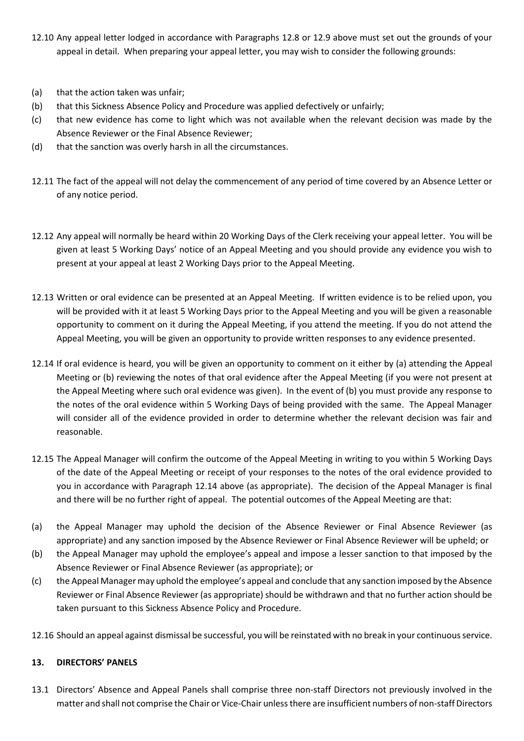12.10 Any appeal letter lodged in accordance with Paragraphs 12.8 or 12.9 above must set out the grounds of your appeal in detail. When preparing your appeal letter, you may wish to consider the following grounds:

(a) that the action taken was unfair;

(b) that this Sickness Absence Policy and Procedure was applied defectively or unfairly;

(c) that new evidence has come to light which was not available when the relevant decision was made by the Absence Reviewer or the Final Absence Reviewer;

(d) that the sanction was overly harsh in all the circumstances.

12.11 The fact of the appeal will not delay the commencement of any period of time covered by an Absence Letter or of any notice period.

12.12 Any appeal will normally be heard within 20 Working Days of the Clerk receiving your appeal letter. You will be given at least 5 Working Days' notice of an Appeal Meeting and you should provide any evidence you wish to present at your appeal at least 2 Working Days prior to the Appeal Meeting.

12.13 Written or oral evidence can be presented at an Appeal Meeting. If written evidence is to be relied upon, you will be provided with it at least 5 Working Days prior to the Appeal Meeting and you will be given a reasonable opportunity to comment on it during the Appeal Meeting, if you attend the meeting. If you do not attend the Appeal Meeting, you will be given an opportunity to provide written responses to any evidence presented.

12.14 If oral evidence is heard, you will be given an opportunity to comment on it either by (a) attending the Appeal Meeting or (b) reviewing the notes of that oral evidence after the Appeal Meeting (if you were not present at the Appeal Meeting where such oral evidence was given). In the event of (b) you must provide any response to the notes of the oral evidence within 5 Working Days of being provided with the same. The Appeal Manager will consider all of the evidence provided in order to determine whether the relevant decision was fair and reasonable.

12.15 The Appeal Manager will confirm the outcome of the Appeal Meeting in writing to you within 5 Working Days of the date of the Appeal Meeting or receipt of your responses to the notes of the oral evidence provided to you in accordance with Paragraph 12.14 above (as appropriate). The decision of the Appeal Manager is final and there will be no further right of appeal. The potential outcomes of the Appeal Meeting are that:

(a) the Appeal Manager may uphold the decision of the Absence Reviewer or Final Absence Reviewer (as appropriate) and any sanction imposed by the Absence Reviewer or Final Absence Reviewer will be upheld; or

(b) the Appeal Manager may uphold the employee's appeal and impose a lesser sanction to that imposed by the Absence Reviewer or Final Absence Reviewer (as appropriate); or

(c) the Appeal Manager may uphold the employee's appeal and conclude that any sanction imposed by the Absence Reviewer or Final Absence Reviewer (as appropriate) should be withdrawn and that no further action should be taken pursuant to this Sickness Absence Policy and Procedure.

12.16 Should an appeal against dismissal be successful, you will be reinstated with no break in your continuous service.

## 13. DIRECTORS' PANELS

13.1 Directors' Absence and Appeal Panels shall comprise three non-staff Directors not previously involved in the matter and shall not comprise the Chair or Vice-Chair unless there are insufficient numbers of non-staff Directors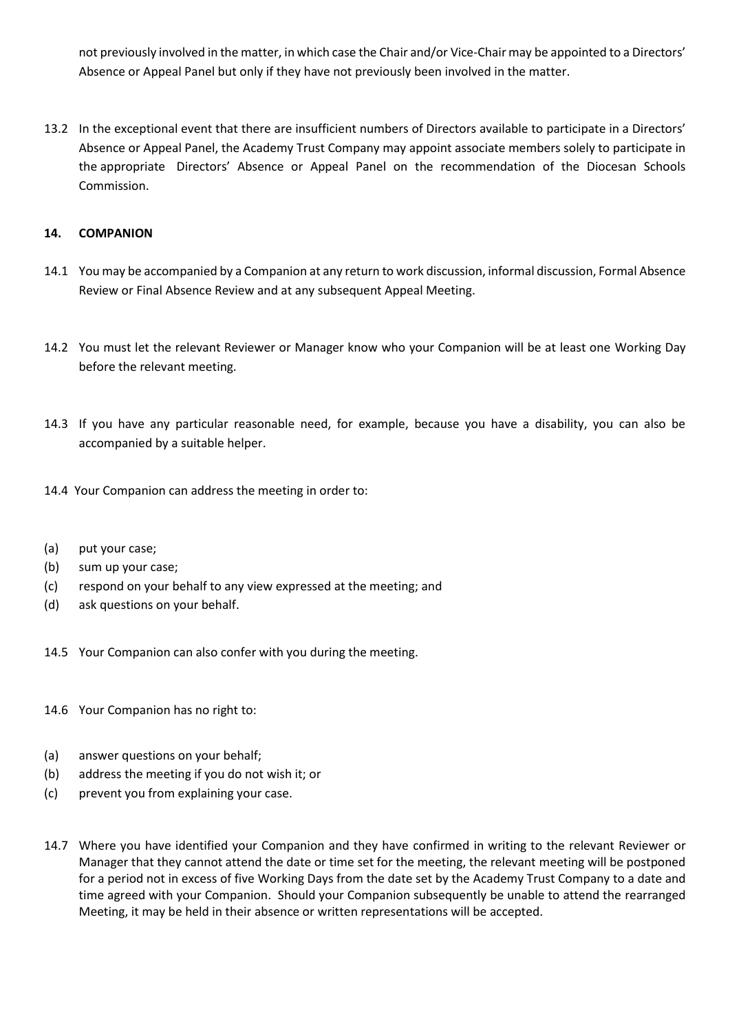not previously involved in the matter, in which case the Chair and/or Vice-Chair may be appointed to a Directors' Absence or Appeal Panel but only if they have not previously been involved in the matter.

13.2 In the exceptional event that there are insufficient numbers of Directors available to participate in a Directors' Absence or Appeal Panel, the Academy Trust Company may appoint associate members solely to participate in the appropriate Directors' Absence or Appeal Panel on the recommendation of the Diocesan Schools Commission.

## 14. COMPANION

14.1 You may be accompanied by a Companion at any return to work discussion, informal discussion, Formal Absence Review or Final Absence Review and at any subsequent Appeal Meeting.

14.2 You must let the relevant Reviewer or Manager know who your Companion will be at least one Working Day before the relevant meeting.

14.3 If you have any particular reasonable need, for example, because you have a disability, you can also be accompanied by a suitable helper.

14.4 Your Companion can address the meeting in order to:

(a) put your case;
(b) sum up your case;
(c) respond on your behalf to any view expressed at the meeting; and
(d) ask questions on your behalf.

14.5 Your Companion can also confer with you during the meeting.

14.6 Your Companion has no right to:

(a) answer questions on your behalf;
(b) address the meeting if you do not wish it; or
(c) prevent you from explaining your case.

14.7 Where you have identified your Companion and they have confirmed in writing to the relevant Reviewer or Manager that they cannot attend the date or time set for the meeting, the relevant meeting will be postponed for a period not in excess of five Working Days from the date set by the Academy Trust Company to a date and time agreed with your Companion. Should your Companion subsequently be unable to attend the rearranged Meeting, it may be held in their absence or written representations will be accepted.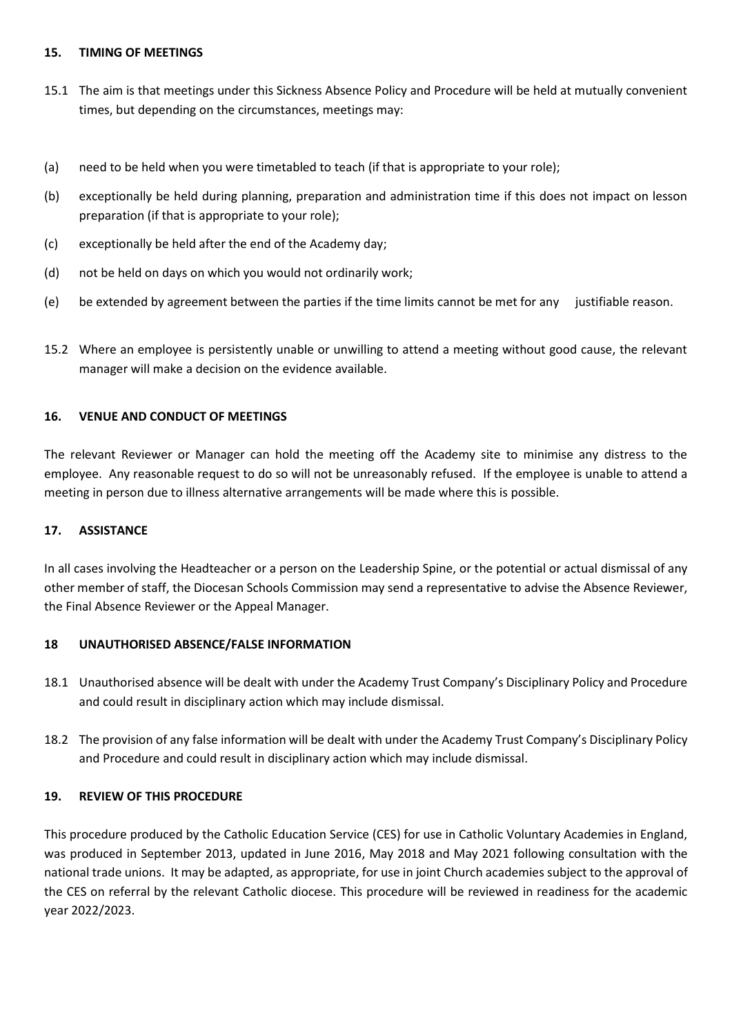## 15. TIMING OF MEETINGS

15.1 The aim is that meetings under this Sickness Absence Policy and Procedure will be held at mutually convenient times, but depending on the circumstances, meetings may:

(a) need to be held when you were timetabled to teach (if that is appropriate to your role);

(b) exceptionally be held during planning, preparation and administration time if this does not impact on lesson preparation (if that is appropriate to your role);

(c) exceptionally be held after the end of the Academy day;

(d) not be held on days on which you would not ordinarily work;

(e) be extended by agreement between the parties if the time limits cannot be met for any justifiable reason.

15.2 Where an employee is persistently unable or unwilling to attend a meeting without good cause, the relevant manager will make a decision on the evidence available.

## 16. VENUE AND CONDUCT OF MEETINGS

The relevant Reviewer or Manager can hold the meeting off the Academy site to minimise any distress to the employee. Any reasonable request to do so will not be unreasonably refused. If the employee is unable to attend a meeting in person due to illness alternative arrangements will be made where this is possible.

## 17. ASSISTANCE

In all cases involving the Headteacher or a person on the Leadership Spine, or the potential or actual dismissal of any other member of staff, the Diocesan Schools Commission may send a representative to advise the Absence Reviewer, the Final Absence Reviewer or the Appeal Manager.

## 18 UNAUTHORISED ABSENCE/FALSE INFORMATION

18.1 Unauthorised absence will be dealt with under the Academy Trust Company's Disciplinary Policy and Procedure and could result in disciplinary action which may include dismissal.

18.2 The provision of any false information will be dealt with under the Academy Trust Company's Disciplinary Policy and Procedure and could result in disciplinary action which may include dismissal.

## 19. REVIEW OF THIS PROCEDURE

This procedure produced by the Catholic Education Service (CES) for use in Catholic Voluntary Academies in England, was produced in September 2013, updated in June 2016, May 2018 and May 2021 following consultation with the national trade unions. It may be adapted, as appropriate, for use in joint Church academies subject to the approval of the CES on referral by the relevant Catholic diocese. This procedure will be reviewed in readiness for the academic year 2022/2023.